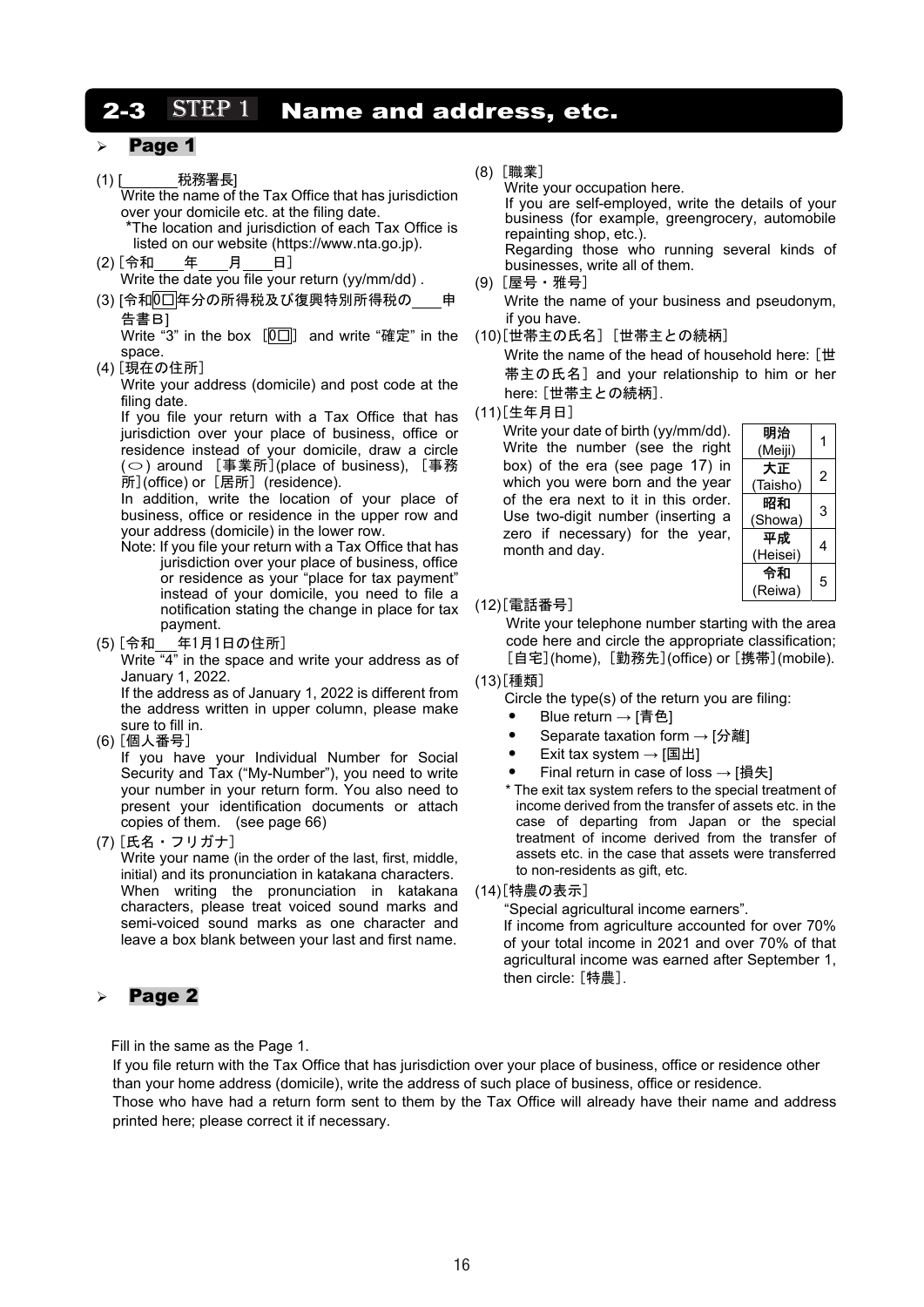# 2-3 STEP 1 Name and address, etc.

## Page 1

(1) [______税務署長]
Write the name of the Tax Office that has jurisdiction over your domicile etc. at the filing date.
*The location and jurisdiction of each Tax Office is listed on our website (https://www.nta.go.jp).

(2) ［令和___年___月___日］
Write the date you file your return (yy/mm/dd) .

(3) [令和0□年分の所得税及び復興特別所得税の___申告書Ｂ]
Write "3" in the box ［0□］ and write "確定" in the space.

(4) ［現在の住所］
Write your address (domicile) and post code at the filing date.
If you file your return with a Tax Office that has jurisdiction over your place of business, office or residence instead of your domicile, draw a circle (○) around ［事業所］(place of business), ［事務所］(office) or ［居所］ (residence).
In addition, write the location of your place of business, office or residence in the upper row and your address (domicile) in the lower row.
Note: If you file your return with a Tax Office that has jurisdiction over your place of business, office or residence as your "place for tax payment" instead of your domicile, you need to file a notification stating the change in place for tax payment.

(5) ［令和__年1月1日の住所］
Write "4" in the space and write your address as of January 1, 2022.
If the address as of January 1, 2022 is different from the address written in upper column, please make sure to fill in.

(6) ［個人番号］
If you have your Individual Number for Social Security and Tax ("My-Number"), you need to write your number in your return form. You also need to present your identification documents or attach copies of them. (see page 66)

(7) ［氏名・フリガナ］
Write your name (in the order of the last, first, middle, initial) and its pronunciation in katakana characters.
When writing the pronunciation in katakana characters, please treat voiced sound marks and semi-voiced sound marks as one character and leave a box blank between your last and first name.

(8) ［職業］
Write your occupation here.
If you are self-employed, write the details of your business (for example, greengrocery, automobile repainting shop, etc.).
Regarding those who running several kinds of businesses, write all of them.

(9) ［屋号・雅号］
Write the name of your business and pseudonym, if you have.

(10)［世帯主の氏名］［世帯主との続柄］
Write the name of the head of household here: ［世帯主の氏名］ and your relationship to him or her here: ［世帯主との続柄］.

(11)［生年月日］
Write your date of birth (yy/mm/dd). Write the number (see the right box) of the era (see page 17) in which you were born and the year of the era next to it in this order. Use two-digit number (inserting a zero if necessary) for the year, month and day.

| Era | No. |
|---|---|
| 明治 (Meiji) | 1 |
| 大正 (Taisho) | 2 |
| 昭和 (Showa) | 3 |
| 平成 (Heisei) | 4 |
| 令和 (Reiwa) | 5 |

(12)［電話番号］
Write your telephone number starting with the area code here and circle the appropriate classification; ［自宅］(home), ［勤務先］(office) or ［携帯］(mobile).

(13)［種類］
Circle the type(s) of the return you are filing:

- Blue return → [青色]
- Separate taxation form → [分離]
- Exit tax system → [国出]
- Final return in case of loss → [損失]

\* The exit tax system refers to the special treatment of income derived from the transfer of assets etc. in the case of departing from Japan or the special treatment of income derived from the transfer of assets etc. in the case that assets were transferred to non-residents as gift, etc.

(14)［特農の表示］
"Special agricultural income earners".
If income from agriculture accounted for over 70% of your total income in 2021 and over 70% of that agricultural income was earned after September 1, then circle: ［特農］.

## Page 2

Fill in the same as the Page 1.
If you file return with the Tax Office that has jurisdiction over your place of business, office or residence other than your home address (domicile), write the address of such place of business, office or residence.
Those who have had a return form sent to them by the Tax Office will already have their name and address printed here; please correct it if necessary.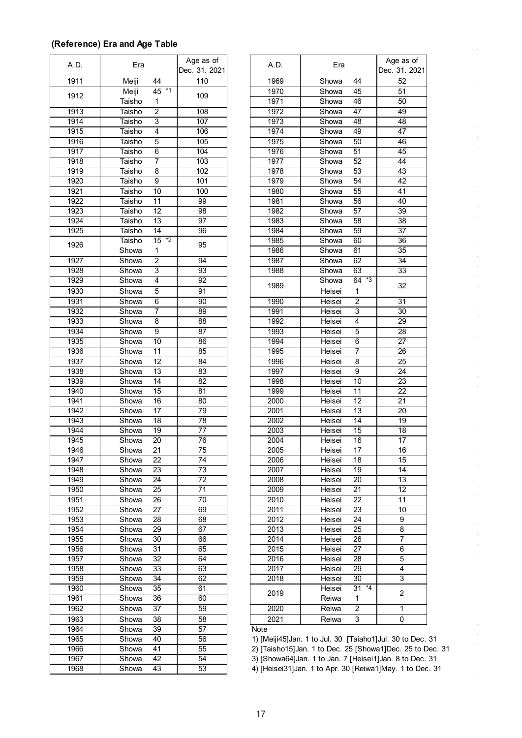### (Reference) Era and Age Table

| A.D. | Era | Age as of Dec. 31. 2021 |
|---|---|---|
| 1911 | Meiji 44 | 110 |
| 1912 | Meiji 45 *1 / Taisho 1 | 109 |
| 1913 | Taisho 2 | 108 |
| 1914 | Taisho 3 | 107 |
| 1915 | Taisho 4 | 106 |
| 1916 | Taisho 5 | 105 |
| 1917 | Taisho 6 | 104 |
| 1918 | Taisho 7 | 103 |
| 1919 | Taisho 8 | 102 |
| 1920 | Taisho 9 | 101 |
| 1921 | Taisho 10 | 100 |
| 1922 | Taisho 11 | 99 |
| 1923 | Taisho 12 | 98 |
| 1924 | Taisho 13 | 97 |
| 1925 | Taisho 14 | 96 |
| 1926 | Taisho 15 *2 / Showa 1 | 95 |
| 1927 | Showa 2 | 94 |
| 1928 | Showa 3 | 93 |
| 1929 | Showa 4 | 92 |
| 1930 | Showa 5 | 91 |
| 1931 | Showa 6 | 90 |
| 1932 | Showa 7 | 89 |
| 1933 | Showa 8 | 88 |
| 1934 | Showa 9 | 87 |
| 1935 | Showa 10 | 86 |
| 1936 | Showa 11 | 85 |
| 1937 | Showa 12 | 84 |
| 1938 | Showa 13 | 83 |
| 1939 | Showa 14 | 82 |
| 1940 | Showa 15 | 81 |
| 1941 | Showa 16 | 80 |
| 1942 | Showa 17 | 79 |
| 1943 | Showa 18 | 78 |
| 1944 | Showa 19 | 77 |
| 1945 | Showa 20 | 76 |
| 1946 | Showa 21 | 75 |
| 1947 | Showa 22 | 74 |
| 1948 | Showa 23 | 73 |
| 1949 | Showa 24 | 72 |
| 1950 | Showa 25 | 71 |
| 1951 | Showa 26 | 70 |
| 1952 | Showa 27 | 69 |
| 1953 | Showa 28 | 68 |
| 1954 | Showa 29 | 67 |
| 1955 | Showa 30 | 66 |
| 1956 | Showa 31 | 65 |
| 1957 | Showa 32 | 64 |
| 1958 | Showa 33 | 63 |
| 1959 | Showa 34 | 62 |
| 1960 | Showa 35 | 61 |
| 1961 | Showa 36 | 60 |
| 1962 | Showa 37 | 59 |
| 1963 | Showa 38 | 58 |
| 1964 | Showa 39 | 57 |
| 1965 | Showa 40 | 56 |
| 1966 | Showa 41 | 55 |
| 1967 | Showa 42 | 54 |
| 1968 | Showa 43 | 53 |
| 1969 | Showa 44 | 52 |
| 1970 | Showa 45 | 51 |
| 1971 | Showa 46 | 50 |
| 1972 | Showa 47 | 49 |
| 1973 | Showa 48 | 48 |
| 1974 | Showa 49 | 47 |
| 1975 | Showa 50 | 46 |
| 1976 | Showa 51 | 45 |
| 1977 | Showa 52 | 44 |
| 1978 | Showa 53 | 43 |
| 1979 | Showa 54 | 42 |
| 1980 | Showa 55 | 41 |
| 1981 | Showa 56 | 40 |
| 1982 | Showa 57 | 39 |
| 1983 | Showa 58 | 38 |
| 1984 | Showa 59 | 37 |
| 1985 | Showa 60 | 36 |
| 1986 | Showa 61 | 35 |
| 1987 | Showa 62 | 34 |
| 1988 | Showa 63 | 33 |
| 1989 | Showa 64 *3 / Heisei 1 | 32 |
| 1990 | Heisei 2 | 31 |
| 1991 | Heisei 3 | 30 |
| 1992 | Heisei 4 | 29 |
| 1993 | Heisei 5 | 28 |
| 1994 | Heisei 6 | 27 |
| 1995 | Heisei 7 | 26 |
| 1996 | Heisei 8 | 25 |
| 1997 | Heisei 9 | 24 |
| 1998 | Heisei 10 | 23 |
| 1999 | Heisei 11 | 22 |
| 2000 | Heisei 12 | 21 |
| 2001 | Heisei 13 | 20 |
| 2002 | Heisei 14 | 19 |
| 2003 | Heisei 15 | 18 |
| 2004 | Heisei 16 | 17 |
| 2005 | Heisei 17 | 16 |
| 2006 | Heisei 18 | 15 |
| 2007 | Heisei 19 | 14 |
| 2008 | Heisei 20 | 13 |
| 2009 | Heisei 21 | 12 |
| 2010 | Heisei 22 | 11 |
| 2011 | Heisei 23 | 10 |
| 2012 | Heisei 24 | 9 |
| 2013 | Heisei 25 | 8 |
| 2014 | Heisei 26 | 7 |
| 2015 | Heisei 27 | 6 |
| 2016 | Heisei 28 | 5 |
| 2017 | Heisei 29 | 4 |
| 2018 | Heisei 30 | 3 |
| 2019 | Heisei 31 *4 / Reiwa 1 | 2 |
| 2020 | Reiwa 2 | 1 |
| 2021 | Reiwa 3 | 0 |

Note

1) [Meiji45]Jan. 1 to Jul. 30 [Taiaho1]Jul. 30 to Dec. 31
2) [Taisho15]Jan. 1 to Dec. 25 [Showa1]Dec. 25 to Dec. 31
3) [Showa64]Jan. 1 to Jan. 7 [Heisei1]Jan. 8 to Dec. 31
4) [Heisei31]Jan. 1 to Apr. 30 [Reiwa1]May. 1 to Dec. 31